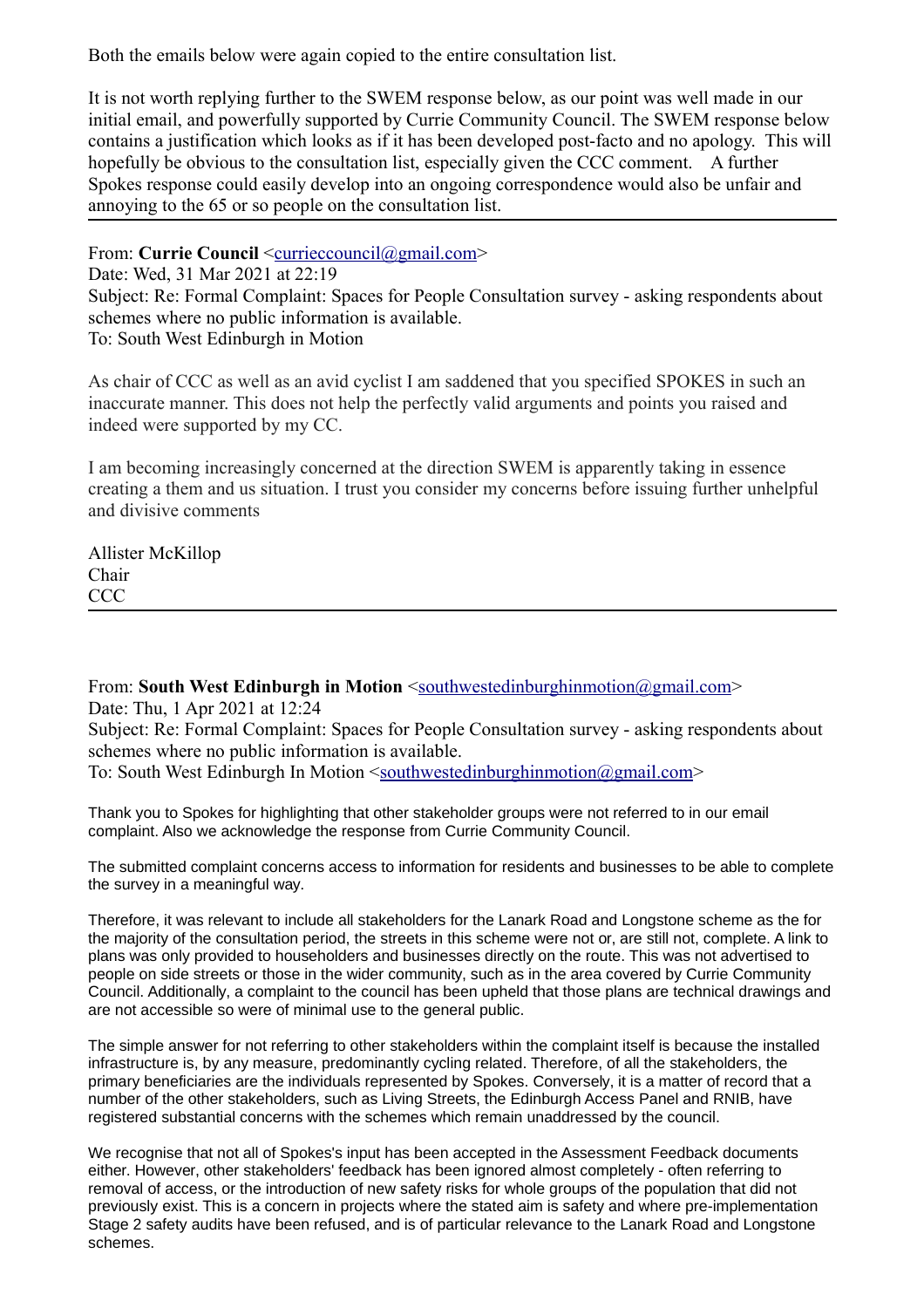Both the emails below were again copied to the entire consultation list.

It is not worth replying further to the SWEM response below, as our point was well made in our initial email, and powerfully supported by Currie Community Council. The SWEM response below contains a justification which looks as if it has been developed post-facto and no apology. This will hopefully be obvious to the consultation list, especially given the CCC comment. A further Spokes response could easily develop into an ongoing correspondence would also be unfair and annoying to the 65 or so people on the consultation list.

---

From: **Currie Council** <currieccouncil@gmail.com>
Date: Wed, 31 Mar 2021 at 22:19
Subject: Re: Formal Complaint: Spaces for People Consultation survey - asking respondents about schemes where no public information is available.
To: South West Edinburgh in Motion

As chair of CCC as well as an avid cyclist I am saddened that you specified SPOKES in such an inaccurate manner. This does not help the perfectly valid arguments and points you raised and indeed were supported by my CC.

I am becoming increasingly concerned at the direction SWEM is apparently taking in essence creating a them and us situation. I trust you consider my concerns before issuing further unhelpful and divisive comments

Allister McKillop
Chair
CCC

---

From: **South West Edinburgh in Motion** <southwestedinburghinmotion@gmail.com>
Date: Thu, 1 Apr 2021 at 12:24
Subject: Re: Formal Complaint: Spaces for People Consultation survey - asking respondents about schemes where no public information is available.
To: South West Edinburgh In Motion <southwestedinburghinmotion@gmail.com>

Thank you to Spokes for highlighting that other stakeholder groups were not referred to in our email complaint. Also we acknowledge the response from Currie Community Council.

The submitted complaint concerns access to information for residents and businesses to be able to complete the survey in a meaningful way.

Therefore, it was relevant to include all stakeholders for the Lanark Road and Longstone scheme as the for the majority of the consultation period, the streets in this scheme were not or, are still not, complete. A link to plans was only provided to householders and businesses directly on the route. This was not advertised to people on side streets or those in the wider community, such as in the area covered by Currie Community Council. Additionally, a complaint to the council has been upheld that those plans are technical drawings and are not accessible so were of minimal use to the general public.

The simple answer for not referring to other stakeholders within the complaint itself is because the installed infrastructure is, by any measure, predominantly cycling related. Therefore, of all the stakeholders, the primary beneficiaries are the individuals represented by Spokes. Conversely, it is a matter of record that a number of the other stakeholders, such as Living Streets, the Edinburgh Access Panel and RNIB, have registered substantial concerns with the schemes which remain unaddressed by the council.

We recognise that not all of Spokes's input has been accepted in the Assessment Feedback documents either. However, other stakeholders' feedback has been ignored almost completely - often referring to removal of access, or the introduction of new safety risks for whole groups of the population that did not previously exist. This is a concern in projects where the stated aim is safety and where pre-implementation Stage 2 safety audits have been refused, and is of particular relevance to the Lanark Road and Longstone schemes.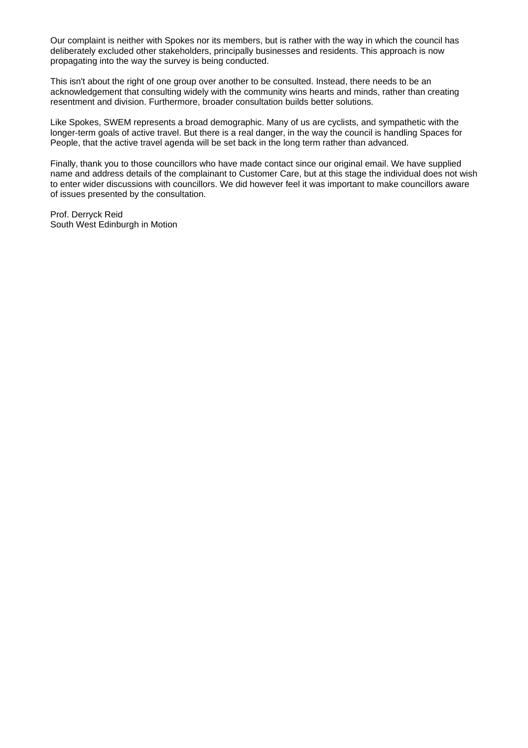Our complaint is neither with Spokes nor its members, but is rather with the way in which the council has deliberately excluded other stakeholders, principally businesses and residents. This approach is now propagating into the way the survey is being conducted.

This isn't about the right of one group over another to be consulted. Instead, there needs to be an acknowledgement that consulting widely with the community wins hearts and minds, rather than creating resentment and division. Furthermore, broader consultation builds better solutions.

Like Spokes, SWEM represents a broad demographic. Many of us are cyclists, and sympathetic with the longer-term goals of active travel. But there is a real danger, in the way the council is handling Spaces for People, that the active travel agenda will be set back in the long term rather than advanced.

Finally, thank you to those councillors who have made contact since our original email. We have supplied name and address details of the complainant to Customer Care, but at this stage the individual does not wish to enter wider discussions with councillors. We did however feel it was important to make councillors aware of issues presented by the consultation.

Prof. Derryck Reid
South West Edinburgh in Motion